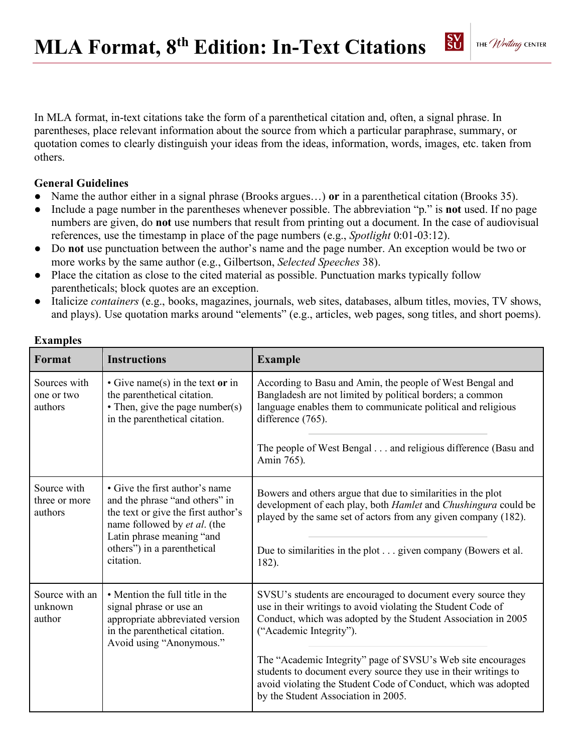# MLA Format, 8th Edition: In-Text Citations

In MLA format, in-text citations take the form of a parenthetical citation and, often, a signal phrase. In parentheses, place relevant information about the source from which a particular paraphrase, summary, or quotation comes to clearly distinguish your ideas from the ideas, information, words, images, etc. taken from others.

**General Guidelines**

- Name the author either in a signal phrase (Brooks argues…) **or** in a parenthetical citation (Brooks 35).
- Include a page number in the parentheses whenever possible. The abbreviation "p." is **not** used. If no page numbers are given, do **not** use numbers that result from printing out a document. In the case of audiovisual references, use the timestamp in place of the page numbers (e.g., *Spotlight* 0:01-03:12).
- Do **not** use punctuation between the author's name and the page number. An exception would be two or more works by the same author (e.g., Gilbertson, *Selected Speeches* 38).
- Place the citation as close to the cited material as possible. Punctuation marks typically follow parentheticals; block quotes are an exception.
- Italicize *containers* (e.g., books, magazines, journals, web sites, databases, album titles, movies, TV shows, and plays). Use quotation marks around "elements" (e.g., articles, web pages, song titles, and short poems).

**Examples**

| Format | Instructions | Example |
|---|---|---|
| Sources with one or two authors | • Give name(s) in the text **or** in the parenthetical citation.<br>• Then, give the page number(s) in the parenthetical citation. | According to Basu and Amin, the people of West Bengal and Bangladesh are not limited by political borders; a common language enables them to communicate political and religious difference (765).<br><br>The people of West Bengal . . . and religious difference (Basu and Amin 765). |
| Source with three or more authors | • Give the first author's name and the phrase "and others" in the text or give the first author's name followed by *et al*. (the Latin phrase meaning "and others") in a parenthetical citation. | Bowers and others argue that due to similarities in the plot development of each play, both *Hamlet* and *Chushingura* could be played by the same set of actors from any given company (182).<br><br>Due to similarities in the plot . . . given company (Bowers et al. 182). |
| Source with an unknown author | • Mention the full title in the signal phrase or use an appropriate abbreviated version in the parenthetical citation. Avoid using "Anonymous." | SVSU's students are encouraged to document every source they use in their writings to avoid violating the Student Code of Conduct, which was adopted by the Student Association in 2005 ("Academic Integrity").<br><br>The "Academic Integrity" page of SVSU's Web site encourages students to document every source they use in their writings to avoid violating the Student Code of Conduct, which was adopted by the Student Association in 2005. |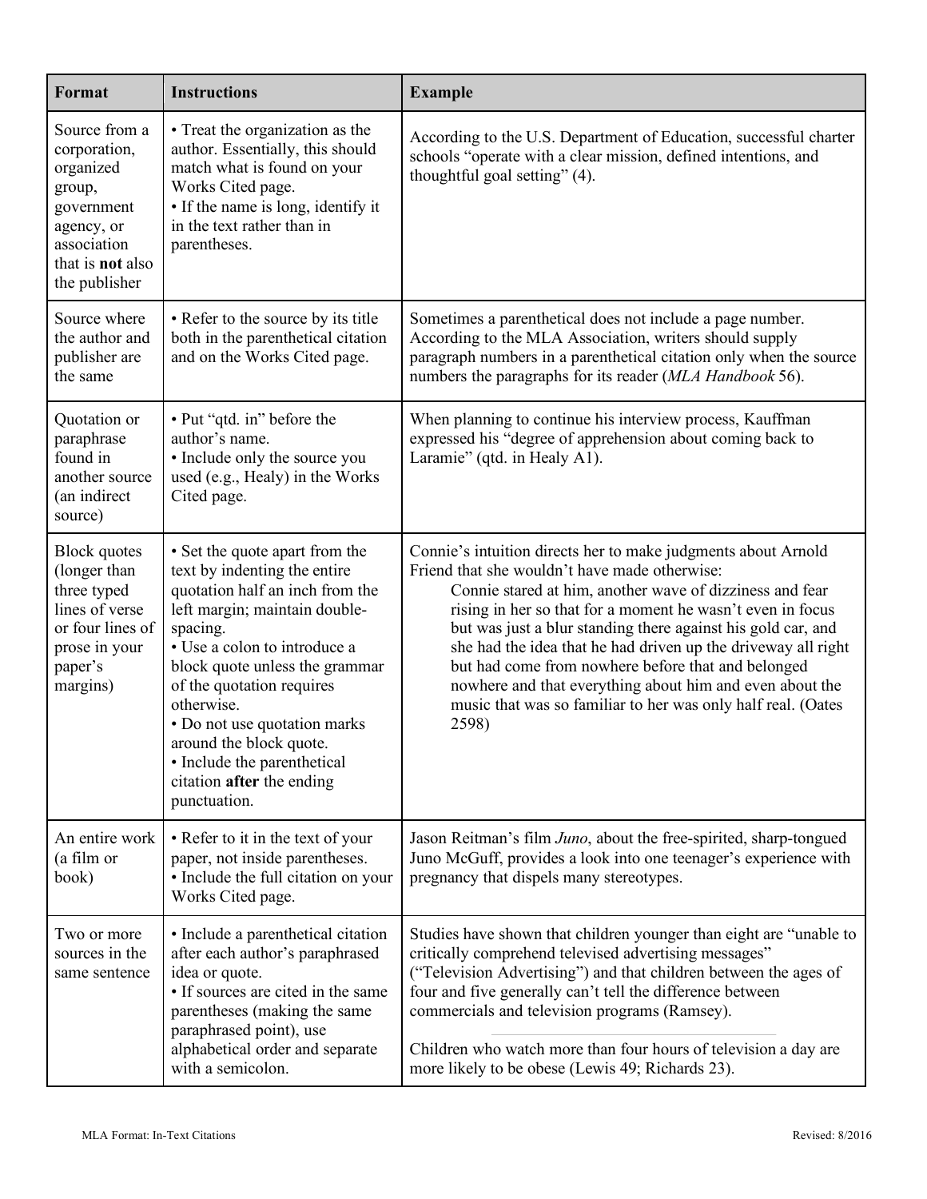| Format | Instructions | Example |
|---|---|---|
| Source from a corporation, organized group, government agency, or association that is **not** also the publisher | • Treat the organization as the author. Essentially, this should match what is found on your Works Cited page.<br>• If the name is long, identify it in the text rather than in parentheses. | According to the U.S. Department of Education, successful charter schools "operate with a clear mission, defined intentions, and thoughtful goal setting" (4). |
| Source where the author and publisher are the same | • Refer to the source by its title both in the parenthetical citation and on the Works Cited page. | Sometimes a parenthetical does not include a page number. According to the MLA Association, writers should supply paragraph numbers in a parenthetical citation only when the source numbers the paragraphs for its reader (*MLA Handbook* 56). |
| Quotation or paraphrase found in another source (an indirect source) | • Put "qtd. in" before the author's name.<br>• Include only the source you used (e.g., Healy) in the Works Cited page. | When planning to continue his interview process, Kauffman expressed his "degree of apprehension about coming back to Laramie" (qtd. in Healy A1). |
| Block quotes (longer than three typed lines of verse or four lines of prose in your paper's margins) | • Set the quote apart from the text by indenting the entire quotation half an inch from the left margin; maintain double-spacing.<br>• Use a colon to introduce a block quote unless the grammar of the quotation requires otherwise.<br>• Do not use quotation marks around the block quote.<br>• Include the parenthetical citation **after** the ending punctuation. | Connie's intuition directs her to make judgments about Arnold Friend that she wouldn't have made otherwise:<br>Connie stared at him, another wave of dizziness and fear rising in her so that for a moment he wasn't even in focus but was just a blur standing there against his gold car, and she had the idea that he had driven up the driveway all right but had come from nowhere before that and belonged nowhere and that everything about him and even about the music that was so familiar to her was only half real. (Oates 2598) |
| An entire work (a film or book) | • Refer to it in the text of your paper, not inside parentheses.<br>• Include the full citation on your Works Cited page. | Jason Reitman's film *Juno*, about the free-spirited, sharp-tongued Juno McGuff, provides a look into one teenager's experience with pregnancy that dispels many stereotypes. |
| Two or more sources in the same sentence | • Include a parenthetical citation after each author's paraphrased idea or quote.<br>• If sources are cited in the same parentheses (making the same paraphrased point), use alphabetical order and separate with a semicolon. | Studies have shown that children younger than eight are "unable to critically comprehend televised advertising messages" ("Television Advertising") and that children between the ages of four and five generally can't tell the difference between commercials and television programs (Ramsey).<br><br>Children who watch more than four hours of television a day are more likely to be obese (Lewis 49; Richards 23). |